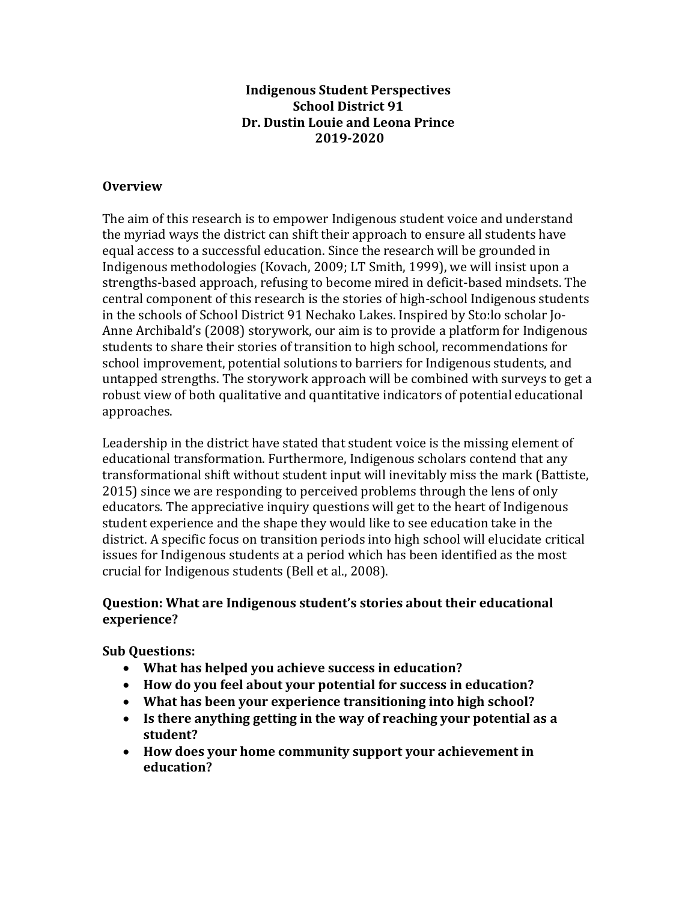# Indigenous Student Perspectives
# School District 91
# Dr. Dustin Louie and Leona Prince
# 2019-2020

## Overview

The aim of this research is to empower Indigenous student voice and understand the myriad ways the district can shift their approach to ensure all students have equal access to a successful education. Since the research will be grounded in Indigenous methodologies (Kovach, 2009; LT Smith, 1999), we will insist upon a strengths-based approach, refusing to become mired in deficit-based mindsets. The central component of this research is the stories of high-school Indigenous students in the schools of School District 91 Nechako Lakes. Inspired by Sto:lo scholar Jo-Anne Archibald's (2008) storywork, our aim is to provide a platform for Indigenous students to share their stories of transition to high school, recommendations for school improvement, potential solutions to barriers for Indigenous students, and untapped strengths. The storywork approach will be combined with surveys to get a robust view of both qualitative and quantitative indicators of potential educational approaches.

Leadership in the district have stated that student voice is the missing element of educational transformation. Furthermore, Indigenous scholars contend that any transformational shift without student input will inevitably miss the mark (Battiste, 2015) since we are responding to perceived problems through the lens of only educators. The appreciative inquiry questions will get to the heart of Indigenous student experience and the shape they would like to see education take in the district. A specific focus on transition periods into high school will elucidate critical issues for Indigenous students at a period which has been identified as the most crucial for Indigenous students (Bell et al., 2008).

**Question: What are Indigenous student's stories about their educational experience?**

**Sub Questions:**

- **What has helped you achieve success in education?**
- **How do you feel about your potential for success in education?**
- **What has been your experience transitioning into high school?**
- **Is there anything getting in the way of reaching your potential as a student?**
- **How does your home community support your achievement in education?**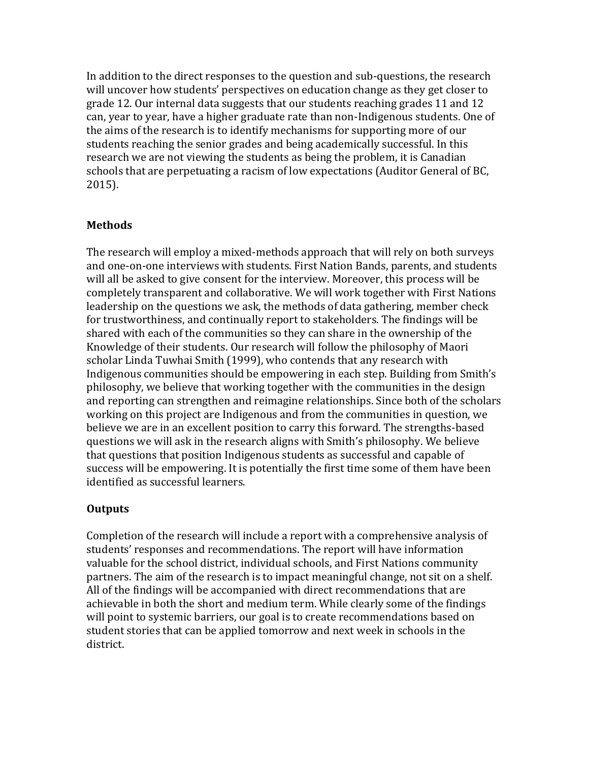In addition to the direct responses to the question and sub-questions, the research will uncover how students' perspectives on education change as they get closer to grade 12. Our internal data suggests that our students reaching grades 11 and 12 can, year to year, have a higher graduate rate than non-Indigenous students. One of the aims of the research is to identify mechanisms for supporting more of our students reaching the senior grades and being academically successful. In this research we are not viewing the students as being the problem, it is Canadian schools that are perpetuating a racism of low expectations (Auditor General of BC, 2015).

**Methods**

The research will employ a mixed-methods approach that will rely on both surveys and one-on-one interviews with students. First Nation Bands, parents, and students will all be asked to give consent for the interview. Moreover, this process will be completely transparent and collaborative. We will work together with First Nations leadership on the questions we ask, the methods of data gathering, member check for trustworthiness, and continually report to stakeholders. The findings will be shared with each of the communities so they can share in the ownership of the Knowledge of their students. Our research will follow the philosophy of Maori scholar Linda Tuwhai Smith (1999), who contends that any research with Indigenous communities should be empowering in each step. Building from Smith's philosophy, we believe that working together with the communities in the design and reporting can strengthen and reimagine relationships. Since both of the scholars working on this project are Indigenous and from the communities in question, we believe we are in an excellent position to carry this forward. The strengths-based questions we will ask in the research aligns with Smith's philosophy. We believe that questions that position Indigenous students as successful and capable of success will be empowering. It is potentially the first time some of them have been identified as successful learners.

**Outputs**

Completion of the research will include a report with a comprehensive analysis of students' responses and recommendations. The report will have information valuable for the school district, individual schools, and First Nations community partners. The aim of the research is to impact meaningful change, not sit on a shelf. All of the findings will be accompanied with direct recommendations that are achievable in both the short and medium term. While clearly some of the findings will point to systemic barriers, our goal is to create recommendations based on student stories that can be applied tomorrow and next week in schools in the district.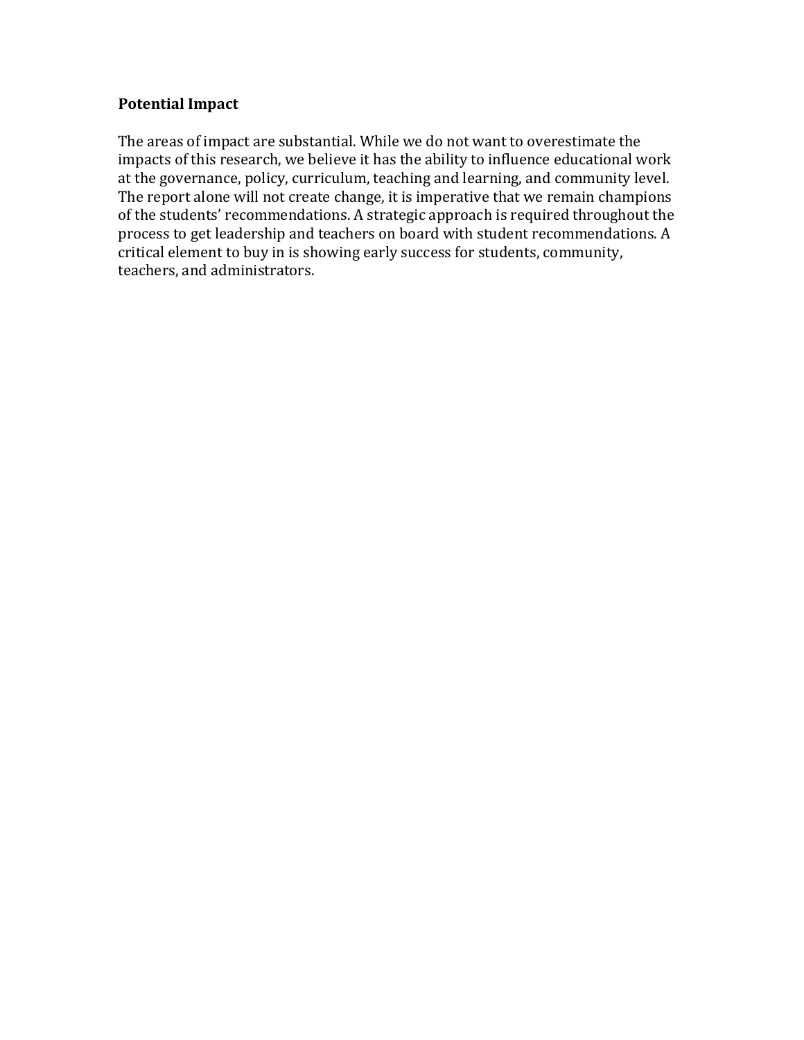## Potential Impact

The areas of impact are substantial. While we do not want to overestimate the impacts of this research, we believe it has the ability to influence educational work at the governance, policy, curriculum, teaching and learning, and community level. The report alone will not create change, it is imperative that we remain champions of the students' recommendations. A strategic approach is required throughout the process to get leadership and teachers on board with student recommendations. A critical element to buy in is showing early success for students, community, teachers, and administrators.